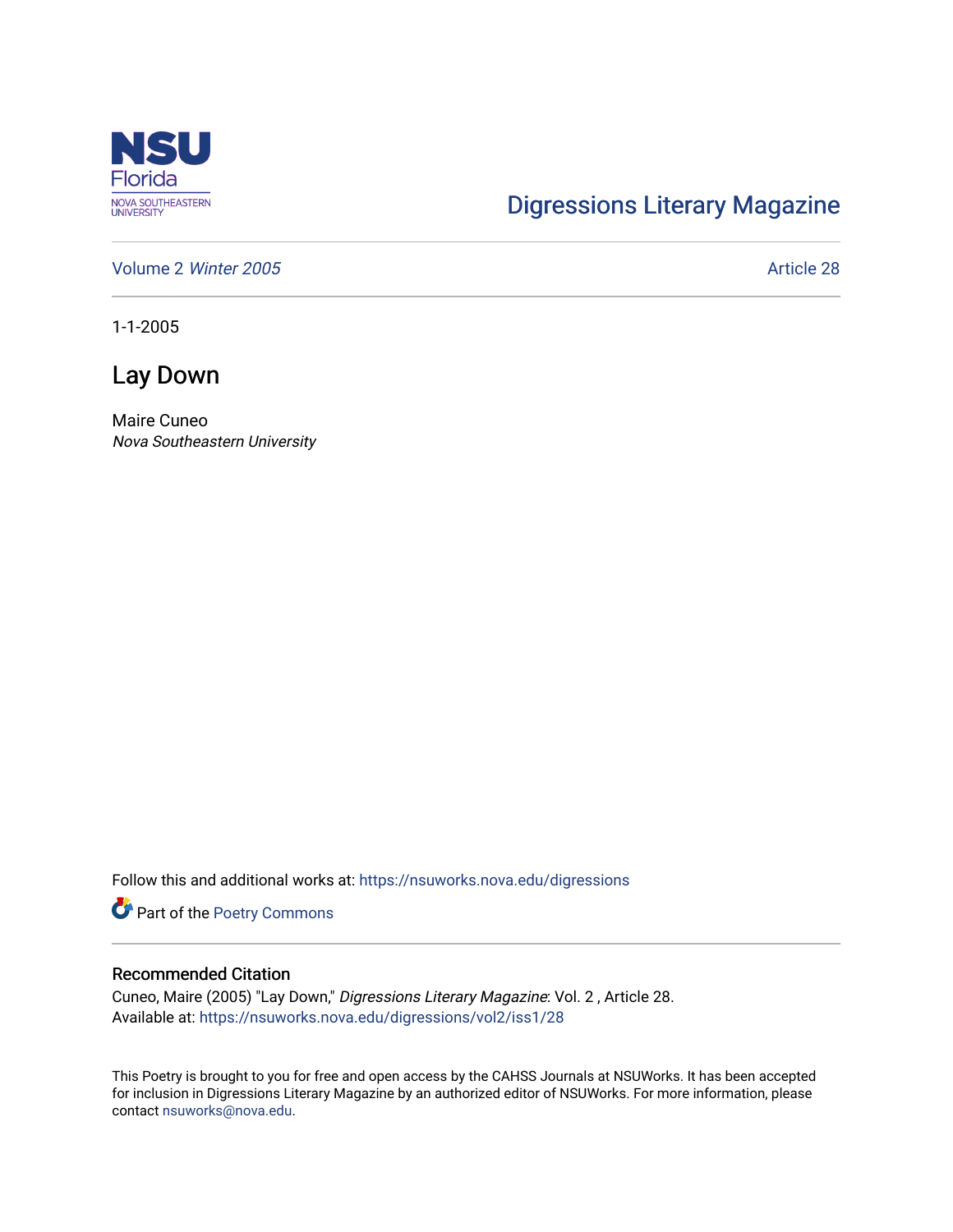NSU Florida
NOVA SOUTHEASTERN UNIVERSITY

Digressions Literary Magazine

Volume 2 *Winter 2005* Article 28

1-1-2005

# Lay Down

Maire Cuneo
*Nova Southeastern University*

Follow this and additional works at: https://nsuworks.nova.edu/digressions

Part of the Poetry Commons

## Recommended Citation

Cuneo, Maire (2005) "Lay Down," *Digressions Literary Magazine*: Vol. 2 , Article 28.
Available at: https://nsuworks.nova.edu/digressions/vol2/iss1/28

This Poetry is brought to you for free and open access by the CAHSS Journals at NSUWorks. It has been accepted for inclusion in Digressions Literary Magazine by an authorized editor of NSUWorks. For more information, please contact nsuworks@nova.edu.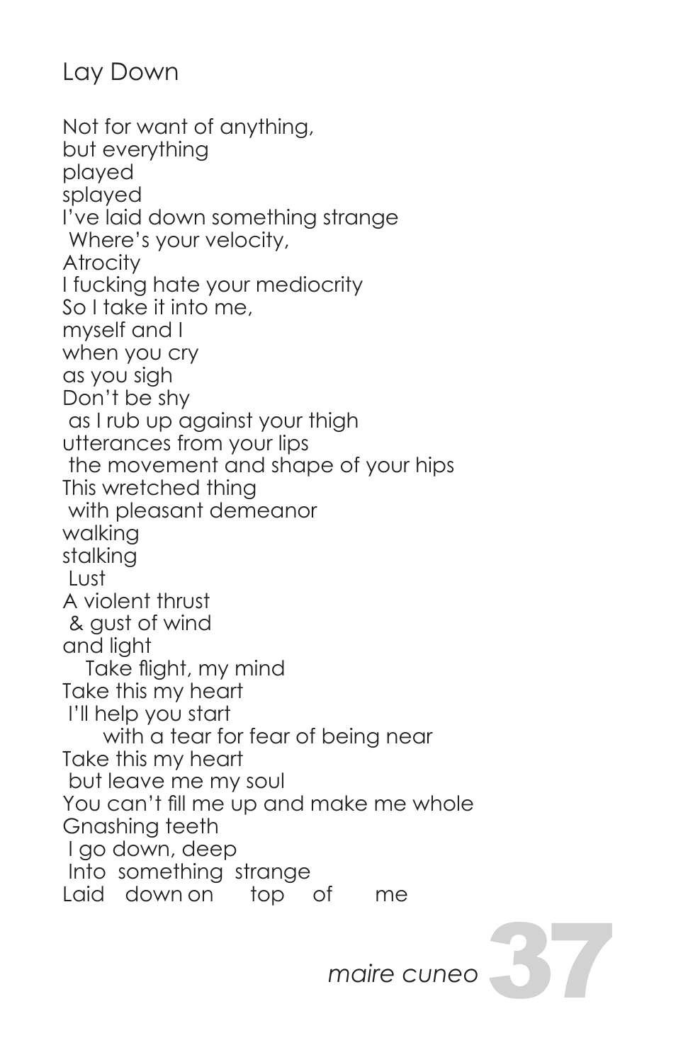# Lay Down

Not for want of anything,
but everything
played
splayed
I've laid down something strange
Where's your velocity,
Atrocity
I fucking hate your mediocrity
So I take it into me,
myself and I
when you cry
as you sigh
Don't be shy
as I rub up against your thigh
utterances from your lips
the movement and shape of your hips
This wretched thing
with pleasant demeanor
walking
stalking
Lust
A violent thrust
& gust of wind
and light
Take flight, my mind
Take this my heart
I'll help you start
with a tear for fear of being near
Take this my heart
but leave me my soul
You can't fill me up and make me whole
Gnashing teeth
I go down, deep
Into something strange
Laid down on top of me

*maire cuneo*